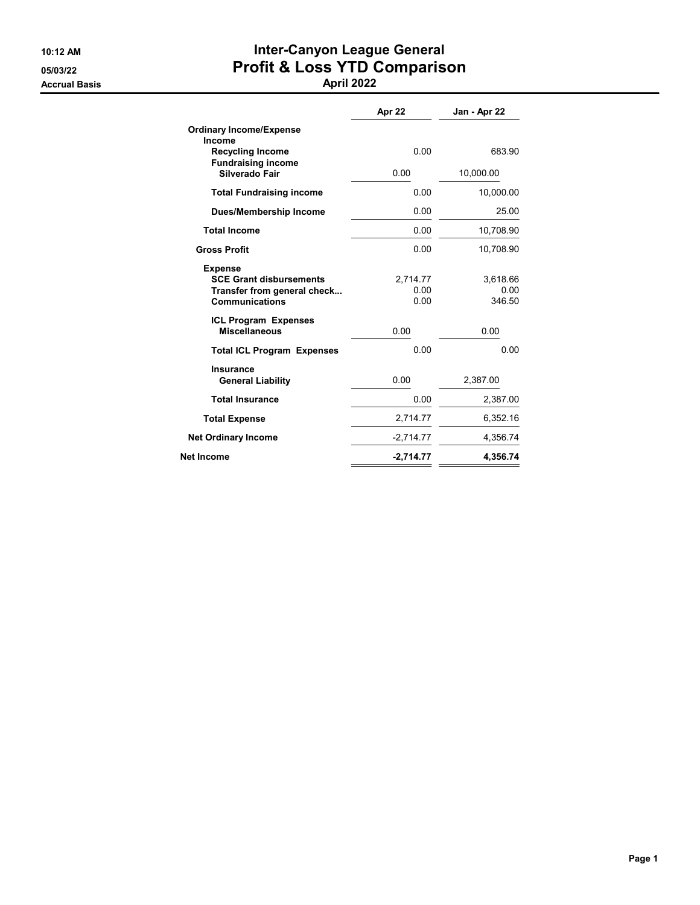10:12 AM
05/03/22
Accrual Basis

# Inter-Canyon League General
## Profit & Loss YTD Comparison
### April 2022

| | Apr 22 | Jan - Apr 22 |
|---|---|---|
| **Ordinary Income/Expense** | | |
| **Income** | | |
| **Recycling Income** | 0.00 | 683.90 |
| **Fundraising income** | | |
| **Silverado Fair** | 0.00 | 10,000.00 |
| **Total Fundraising income** | 0.00 | 10,000.00 |
| **Dues/Membership Income** | 0.00 | 25.00 |
| **Total Income** | 0.00 | 10,708.90 |
| **Gross Profit** | 0.00 | 10,708.90 |
| **Expense** | | |
| **SCE Grant disbursements** | 2,714.77 | 3,618.66 |
| **Transfer from general check...** | 0.00 | 0.00 |
| **Communications** | 0.00 | 346.50 |
| **ICL Program Expenses** | | |
| **Miscellaneous** | 0.00 | 0.00 |
| **Total ICL Program Expenses** | 0.00 | 0.00 |
| **Insurance** | | |
| **General Liability** | 0.00 | 2,387.00 |
| **Total Insurance** | 0.00 | 2,387.00 |
| **Total Expense** | 2,714.77 | 6,352.16 |
| **Net Ordinary Income** | -2,714.77 | 4,356.74 |
| **Net Income** | **-2,714.77** | **4,356.74** |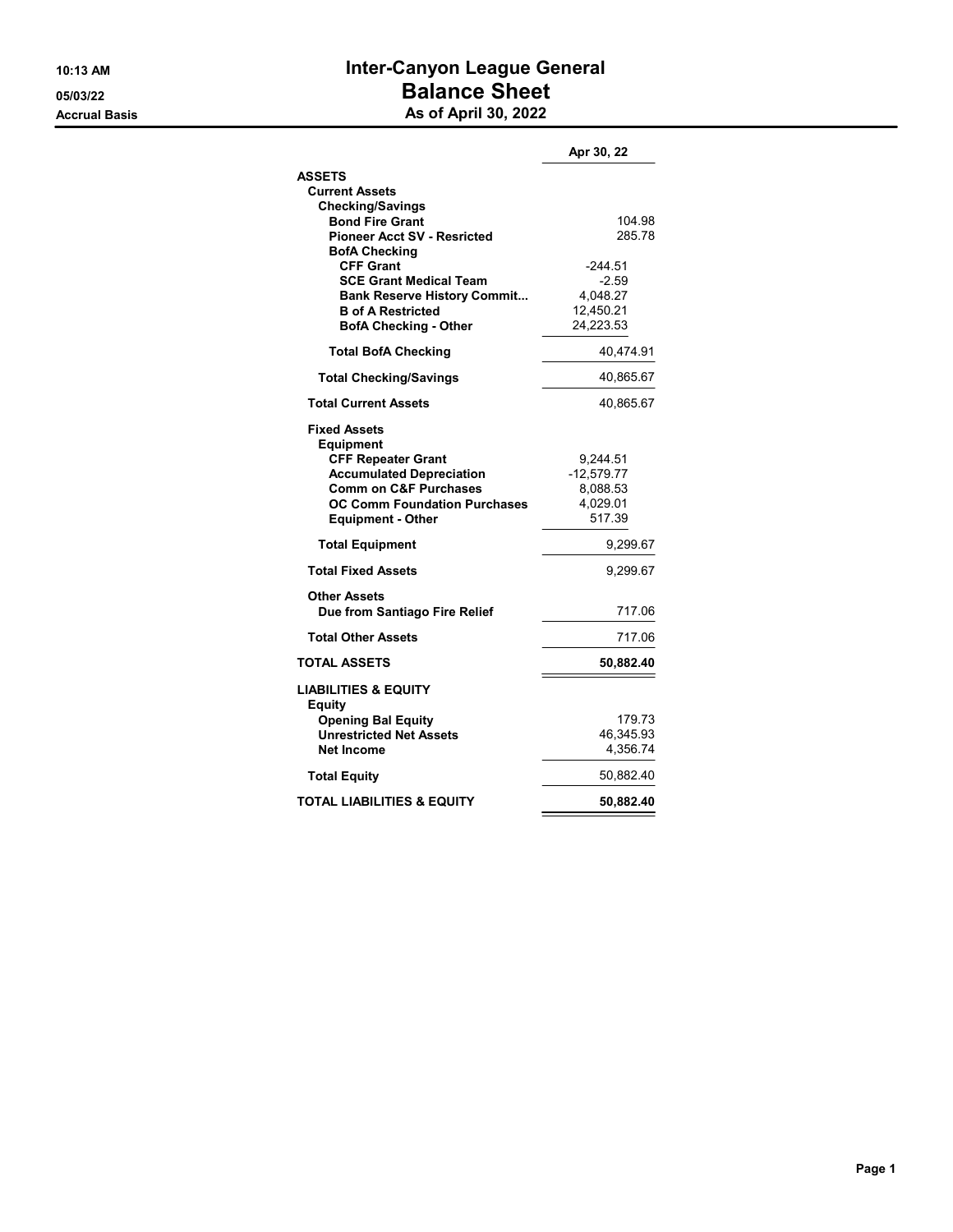10:13 AM
05/03/22
Accrual Basis

# Inter-Canyon League General
## Balance Sheet
### As of April 30, 2022

| | Apr 30, 22 |
|---|---|
| **ASSETS** | |
| **Current Assets** | |
| **Checking/Savings** | |
| **Bond Fire Grant** | 104.98 |
| **Pioneer Acct SV - Resricted** | 285.78 |
| **BofA Checking** | |
| **CFF Grant** | -244.51 |
| **SCE Grant Medical Team** | -2.59 |
| **Bank Reserve History Commit...** | 4,048.27 |
| **B of A Restricted** | 12,450.21 |
| **BofA Checking - Other** | 24,223.53 |
| **Total BofA Checking** | 40,474.91 |
| **Total Checking/Savings** | 40,865.67 |
| **Total Current Assets** | 40,865.67 |
| **Fixed Assets** | |
| **Equipment** | |
| **CFF Repeater Grant** | 9,244.51 |
| **Accumulated Depreciation** | -12,579.77 |
| **Comm on C&F Purchases** | 8,088.53 |
| **OC Comm Foundation Purchases** | 4,029.01 |
| **Equipment - Other** | 517.39 |
| **Total Equipment** | 9,299.67 |
| **Total Fixed Assets** | 9,299.67 |
| **Other Assets** | |
| **Due from Santiago Fire Relief** | 717.06 |
| **Total Other Assets** | 717.06 |
| **TOTAL ASSETS** | **50,882.40** |
| **LIABILITIES & EQUITY** | |
| **Equity** | |
| **Opening Bal Equity** | 179.73 |
| **Unrestricted Net Assets** | 46,345.93 |
| **Net Income** | 4,356.74 |
| **Total Equity** | 50,882.40 |
| **TOTAL LIABILITIES & EQUITY** | **50,882.40** |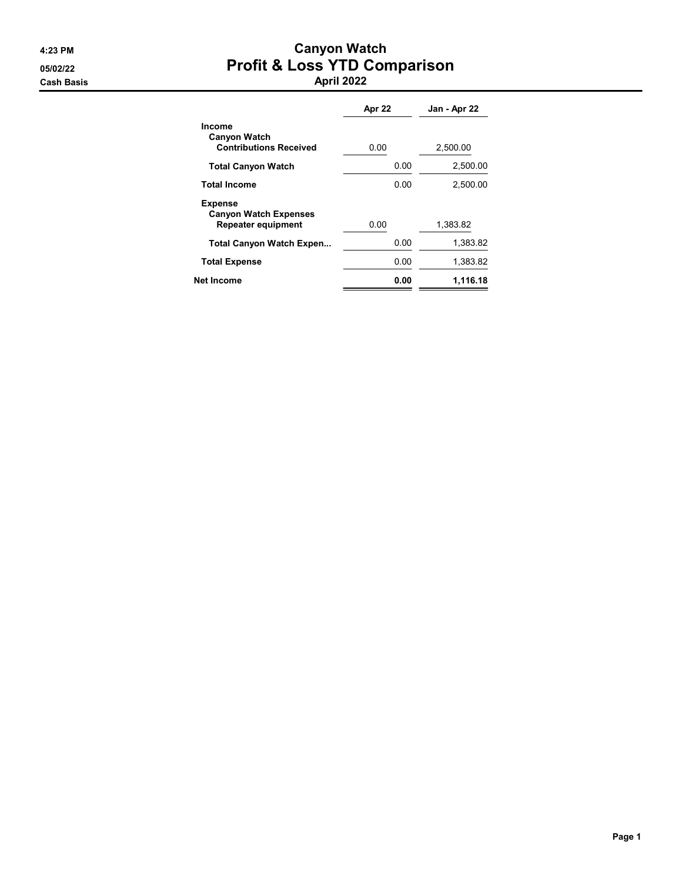4:23 PM

05/02/22

Cash Basis

# Canyon Watch
## Profit & Loss YTD Comparison
### April 2022

| | Apr 22 | Jan - Apr 22 |
|---|---|---|
| **Income** | | |
| **Canyon Watch** | | |
| **Contributions Received** | 0.00 | 2,500.00 |
| **Total Canyon Watch** | 0.00 | 2,500.00 |
| **Total Income** | 0.00 | 2,500.00 |
| **Expense** | | |
| **Canyon Watch Expenses** | | |
| **Repeater equipment** | 0.00 | 1,383.82 |
| **Total Canyon Watch Expen...** | 0.00 | 1,383.82 |
| **Total Expense** | 0.00 | 1,383.82 |
| **Net Income** | **0.00** | **1,116.18** |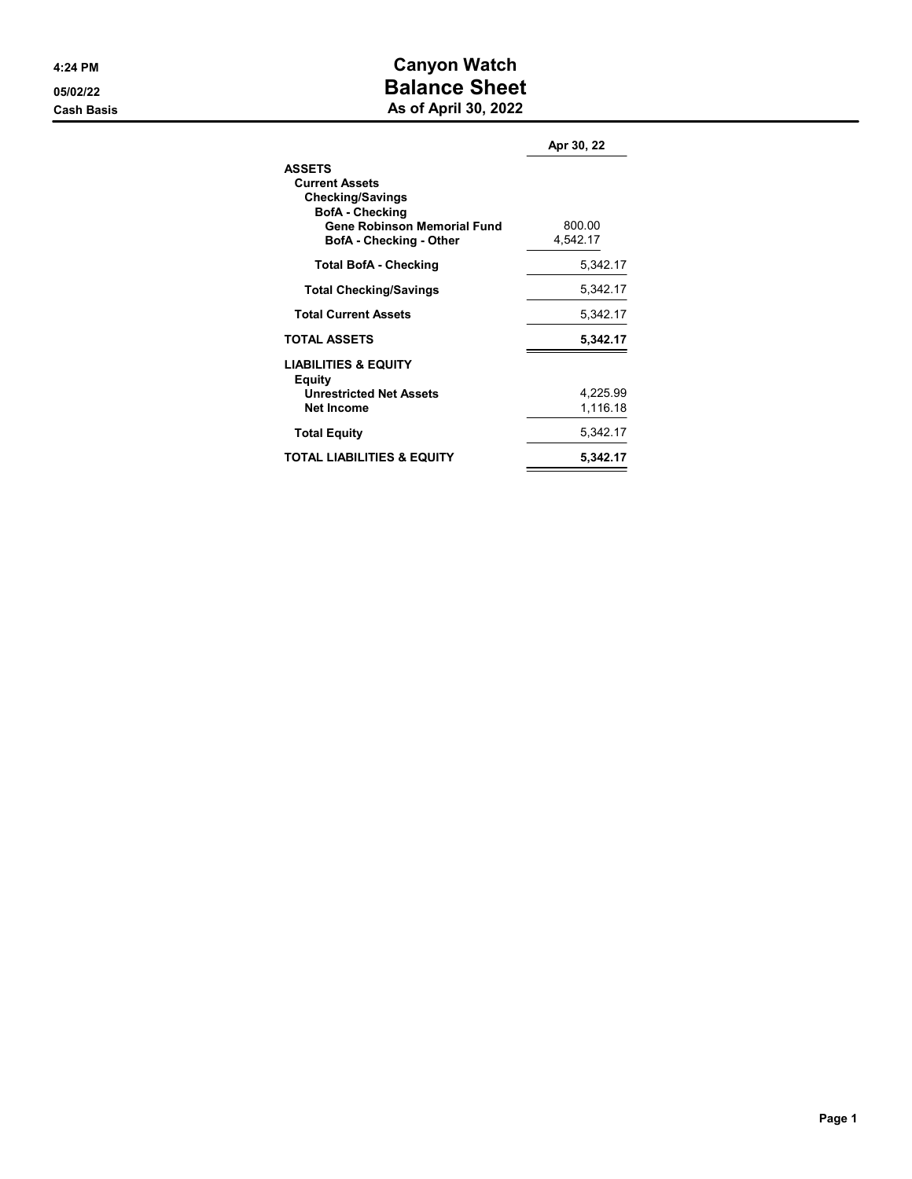4:24 PM
05/02/22
Cash Basis

# Canyon Watch
## Balance Sheet
### As of April 30, 2022

| | Apr 30, 22 |
|---|---|
| **ASSETS** | |
| **Current Assets** | |
| **Checking/Savings** | |
| **BofA - Checking** | |
| **Gene Robinson Memorial Fund** | 800.00 |
| **BofA - Checking - Other** | 4,542.17 |
| **Total BofA - Checking** | 5,342.17 |
| **Total Checking/Savings** | 5,342.17 |
| **Total Current Assets** | 5,342.17 |
| **TOTAL ASSETS** | **5,342.17** |
| **LIABILITIES & EQUITY** | |
| **Equity** | |
| **Unrestricted Net Assets** | 4,225.99 |
| **Net Income** | 1,116.18 |
| **Total Equity** | 5,342.17 |
| **TOTAL LIABILITIES & EQUITY** | **5,342.17** |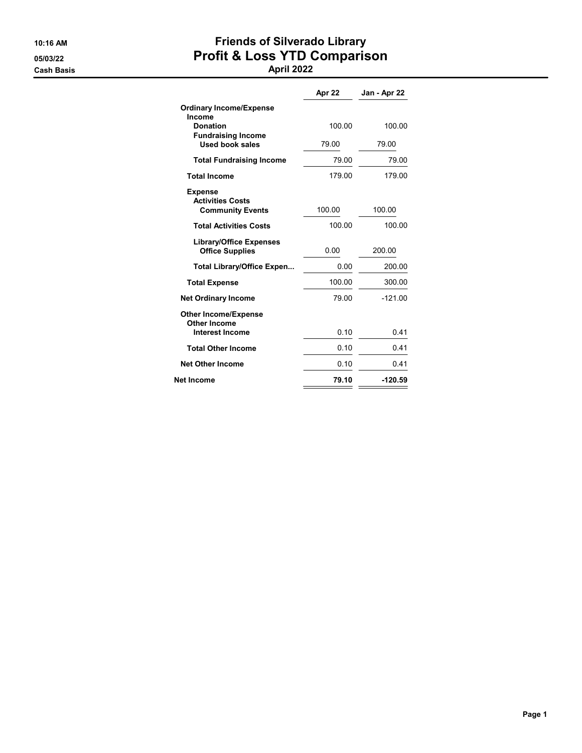10:16 AM
05/03/22
Cash Basis

# Friends of Silverado Library
## Profit & Loss YTD Comparison
### April 2022

| | Apr 22 | Jan - Apr 22 |
|---|---|---|
| **Ordinary Income/Expense** | | |
| **Income** | | |
| **Donation** | 100.00 | 100.00 |
| **Fundraising Income** | | |
| **Used book sales** | 79.00 | 79.00 |
| **Total Fundraising Income** | 79.00 | 79.00 |
| **Total Income** | 179.00 | 179.00 |
| **Expense** | | |
| **Activities Costs** | | |
| **Community Events** | 100.00 | 100.00 |
| **Total Activities Costs** | 100.00 | 100.00 |
| **Library/Office Expenses** | | |
| **Office Supplies** | 0.00 | 200.00 |
| **Total Library/Office Expen...** | 0.00 | 200.00 |
| **Total Expense** | 100.00 | 300.00 |
| **Net Ordinary Income** | 79.00 | -121.00 |
| **Other Income/Expense** | | |
| **Other Income** | | |
| **Interest Income** | 0.10 | 0.41 |
| **Total Other Income** | 0.10 | 0.41 |
| **Net Other Income** | 0.10 | 0.41 |
| **Net Income** | **79.10** | **-120.59** |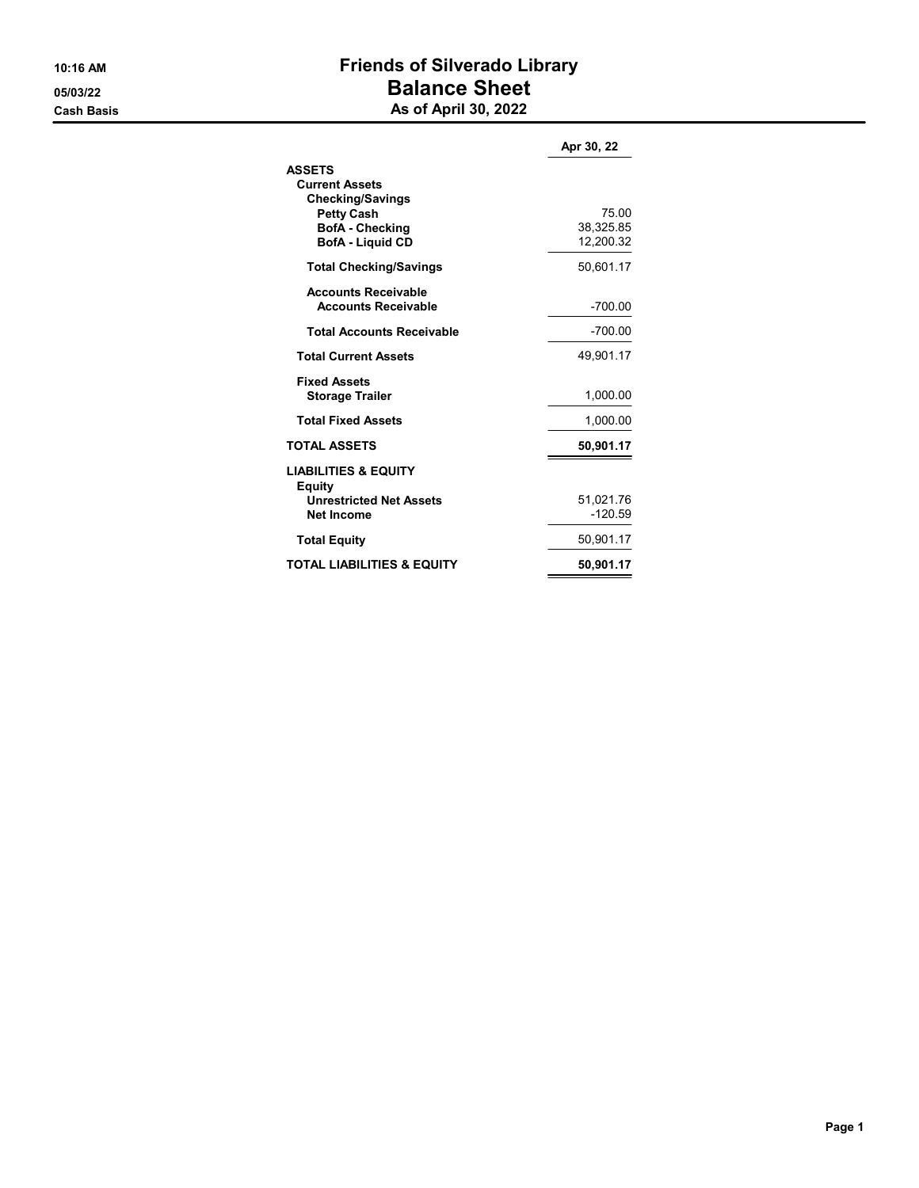# Friends of Silverado Library

## Balance Sheet

### As of April 30, 2022

10:16 AM
05/03/22
Cash Basis

| | Apr 30, 22 |
|---|---|
| **ASSETS** | |
| **Current Assets** | |
| **Checking/Savings** | |
| **Petty Cash** | 75.00 |
| **BofA - Checking** | 38,325.85 |
| **BofA - Liquid CD** | 12,200.32 |
| **Total Checking/Savings** | 50,601.17 |
| **Accounts Receivable** | |
| **Accounts Receivable** | -700.00 |
| **Total Accounts Receivable** | -700.00 |
| **Total Current Assets** | 49,901.17 |
| **Fixed Assets** | |
| **Storage Trailer** | 1,000.00 |
| **Total Fixed Assets** | 1,000.00 |
| **TOTAL ASSETS** | **50,901.17** |
| **LIABILITIES & EQUITY** | |
| **Equity** | |
| **Unrestricted Net Assets** | 51,021.76 |
| **Net Income** | -120.59 |
| **Total Equity** | 50,901.17 |
| **TOTAL LIABILITIES & EQUITY** | **50,901.17** |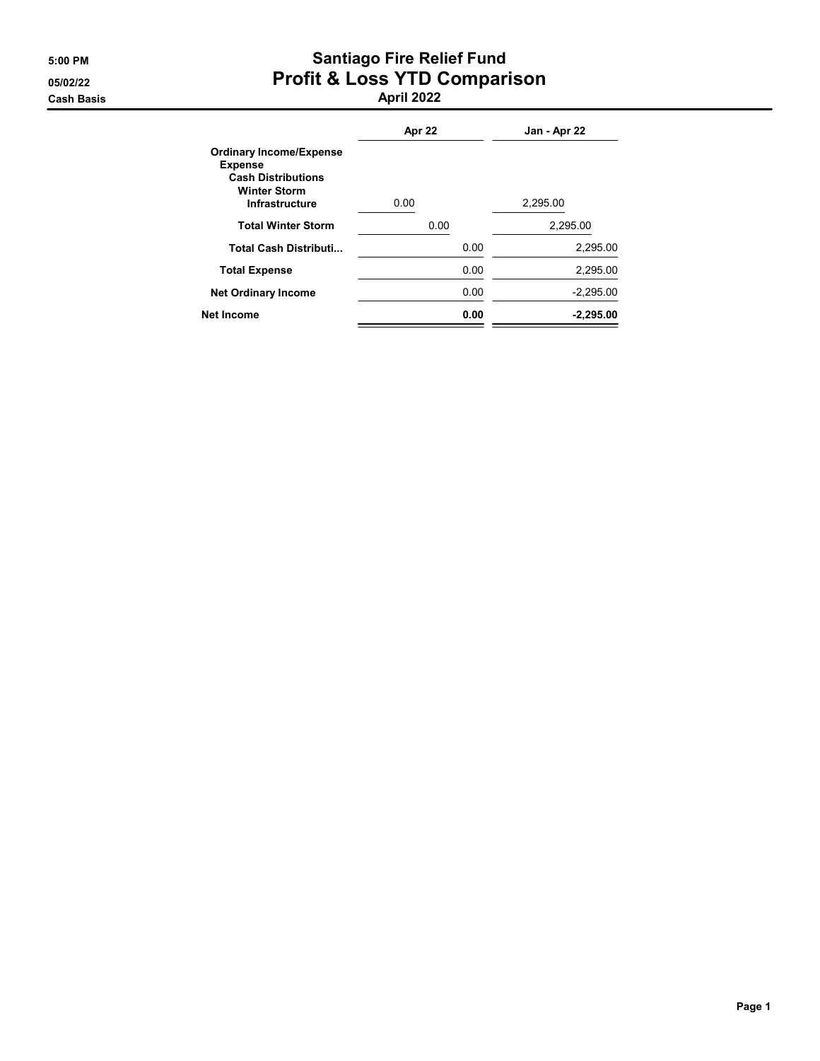5:00 PM
05/02/22
Cash Basis

# Santiago Fire Relief Fund
## Profit & Loss YTD Comparison
### April 2022

| | Apr 22 | Jan - Apr 22 |
|---|---|---|
| **Ordinary Income/Expense** | | |
| **Expense** | | |
| **Cash Distributions** | | |
| **Winter Storm** | | |
| **Infrastructure** | 0.00 | 2,295.00 |
| **Total Winter Storm** | 0.00 | 2,295.00 |
| **Total Cash Distributi...** | 0.00 | 2,295.00 |
| **Total Expense** | 0.00 | 2,295.00 |
| **Net Ordinary Income** | 0.00 | -2,295.00 |
| **Net Income** | **0.00** | **-2,295.00** |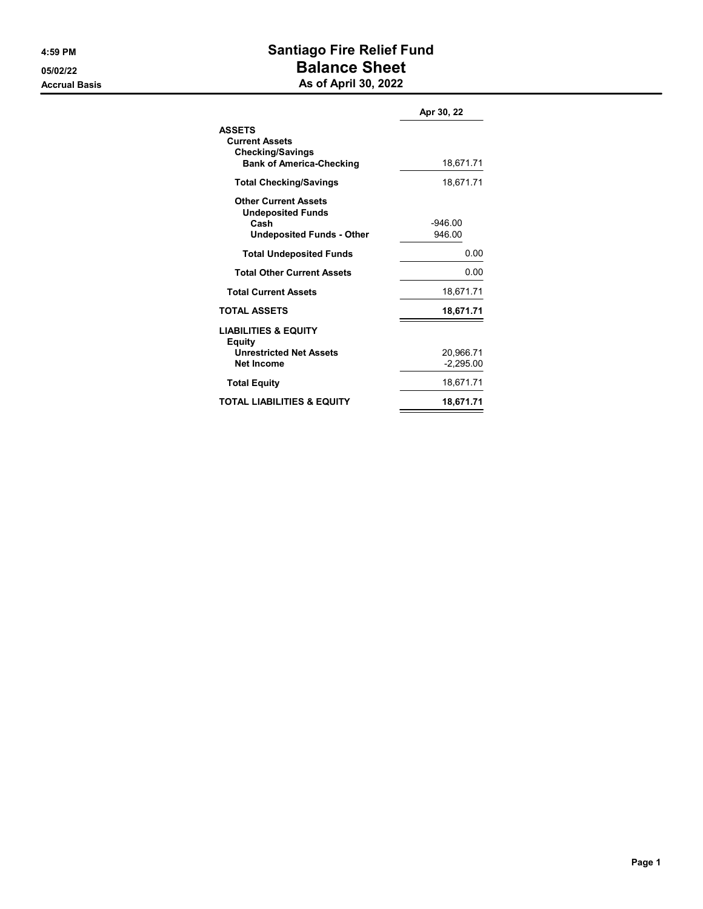4:59 PM
05/02/22
Accrual Basis

# Santiago Fire Relief Fund
## Balance Sheet
### As of April 30, 2022

| | | Apr 30, 22 |
|---|---|---|
| **ASSETS** | | |
| **Current Assets** | | |
| **Checking/Savings** | | |
| **Bank of America-Checking** | | 18,671.71 |
| **Total Checking/Savings** | | 18,671.71 |
| **Other Current Assets** | | |
| **Undeposited Funds** | | |
| **Cash** | -946.00 | |
| **Undeposited Funds - Other** | 946.00 | |
| **Total Undeposited Funds** | | 0.00 |
| **Total Other Current Assets** | | 0.00 |
| **Total Current Assets** | | 18,671.71 |
| **TOTAL ASSETS** | | **18,671.71** |
| **LIABILITIES & EQUITY** | | |
| **Equity** | | |
| **Unrestricted Net Assets** | | 20,966.71 |
| **Net Income** | | -2,295.00 |
| **Total Equity** | | 18,671.71 |
| **TOTAL LIABILITIES & EQUITY** | | **18,671.71** |